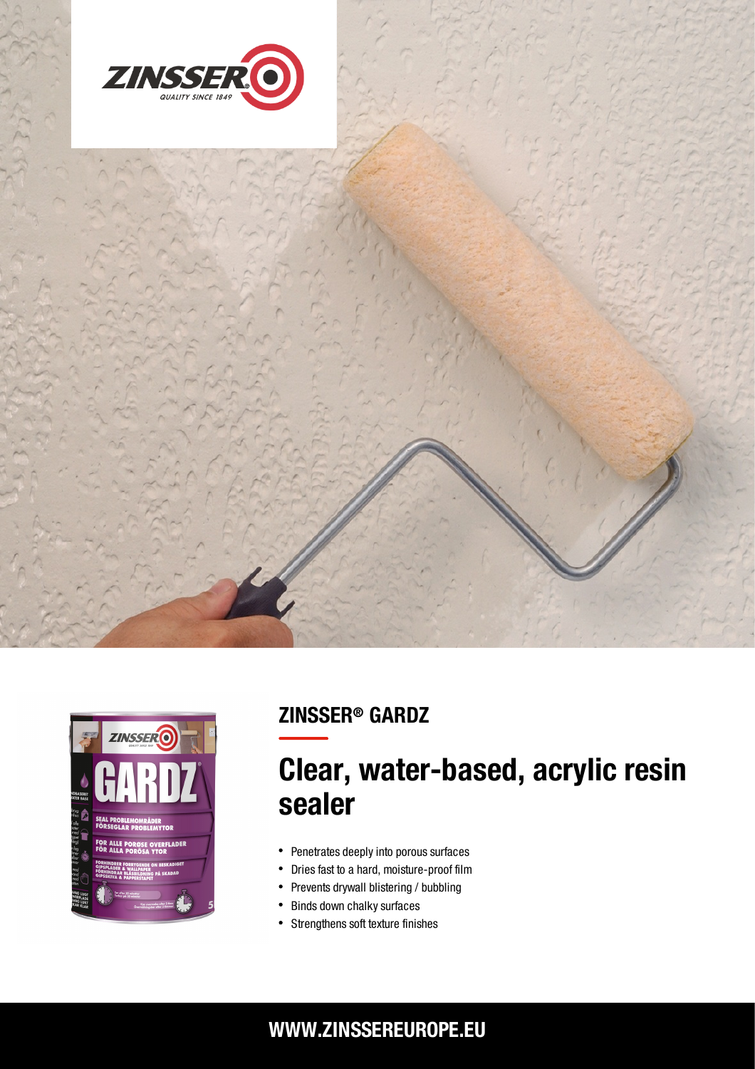## ZINSSER® GARDZ

# Clear, water-based, acrylic resin sealer

- Penetrates deeply into porous surfaces
- Dries fast to a hard, moisture-proof film
- Prevents drywall blistering / bubbling
- Binds down chalky surfaces
- Strengthens soft texture finishes

**WWW.ZINSSEREUROPE.EU**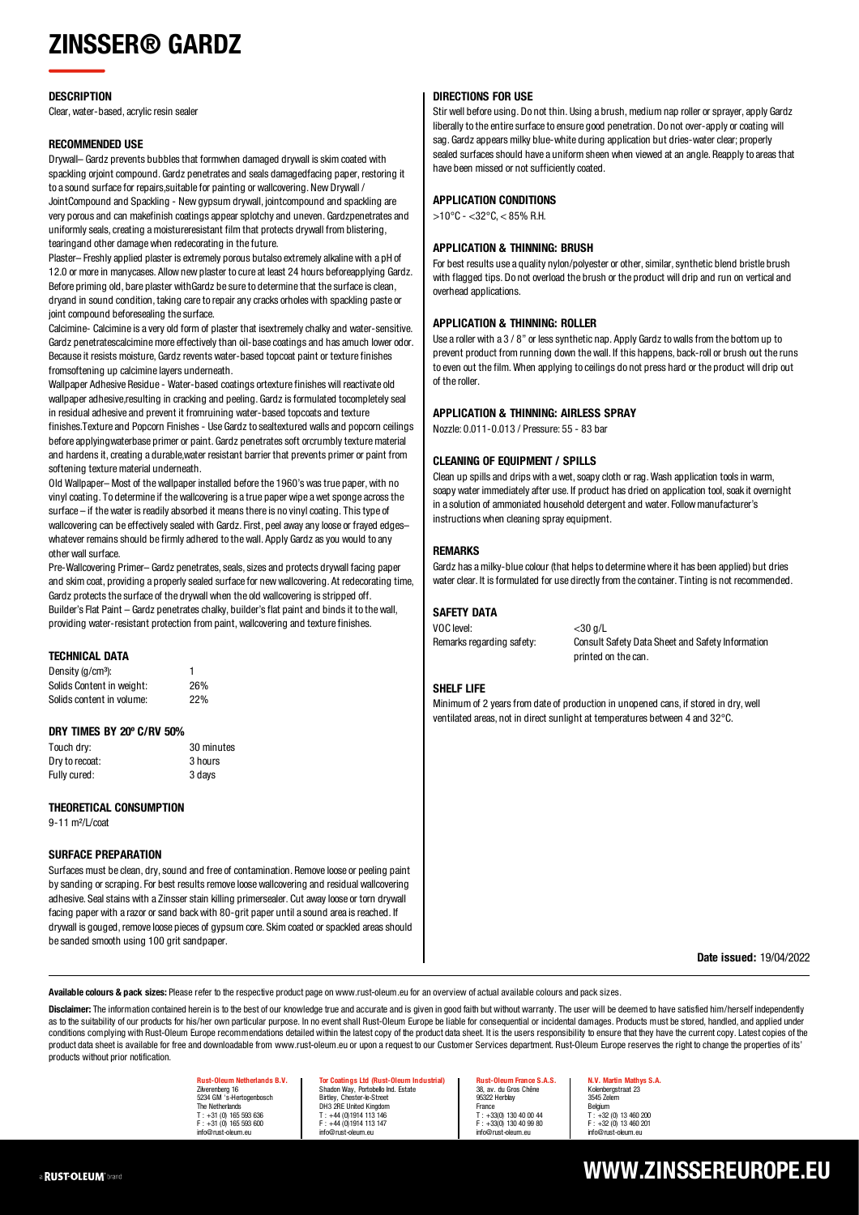# ZINSSER® GARDZ

## DESCRIPTION

Clear, water-based, acrylic resin sealer

## RECOMMENDED USE

Drywall– Gardz prevents bubbles that formwhen damaged drywall is skim coated with spackling orjoint compound. Gardz penetrates and seals damagedfacing paper, restoring it to a sound surface for repairs,suitable for painting or wallcovering. New Drywall / JointCompound and Spackling - New gypsum drywall, jointcompound and spackling are very porous and can makefinish coatings appear splotchy and uneven. Gardzpenetrates and uniformly seals, creating a moistureresistant film that protects drywall from blistering, tearingand other damage when redecorating in the future.

Plaster– Freshly applied plaster is extremely porous butalso extremely alkaline with a pH of 12.0 or more in manycases. Allow new plaster to cure at least 24 hours beforeapplying Gardz. Before priming old, bare plaster withGardz be sure to determine that the surface is clean, dryand in sound condition, taking care to repair any cracks orholes with spackling paste or joint compound beforesealing the surface.

Calcimine- Calcimine is a very old form of plaster that isextremely chalky and water-sensitive. Gardz penetratescalcimine more effectively than oil-base coatings and has amuch lower odor. Because it resists moisture, Gardz revents water-based topcoat paint or texture finishes fromsoftening up calcimine layers underneath.

Wallpaper Adhesive Residue - Water-based coatings ortexture finishes will reactivate old wallpaper adhesive,resulting in cracking and peeling. Gardz is formulated tocompletely seal in residual adhesive and prevent it fromruining water-based topcoats and texture finishes.Texture and Popcorn Finishes - Use Gardz to sealtextured walls and popcorn ceilings before applyingwaterbase primer or paint. Gardz penetrates soft orcrumbly texture material and hardens it, creating a durable,water resistant barrier that prevents primer or paint from softening texture material underneath.

Old Wallpaper– Most of the wallpaper installed before the 1960's was true paper, with no vinyl coating. To determine if the wallcovering is a true paper wipe a wet sponge across the surface – if the water is readily absorbed it means there is no vinyl coating. This type of wallcovering can be effectively sealed with Gardz. First, peel away any loose or frayed edges– whatever remains should be firmly adhered to the wall. Apply Gardz as you would to any other wall surface.

Pre-Wallcovering Primer– Gardz penetrates, seals, sizes and protects drywall facing paper and skim coat, providing a properly sealed surface for new wallcovering. At redecorating time, Gardz protects the surface of the drywall when the old wallcovering is stripped off.

Builder's Flat Paint – Gardz penetrates chalky, builder's flat paint and binds it to the wall, providing water-resistant protection from paint, wallcovering and texture finishes.

## TECHNICAL DATA

| | |
|---|---|
| Density (g/cm³): | 1 |
| Solids Content in weight: | 26% |
| Solids content in volume: | 22% |

## DRY TIMES BY 20º C/RV 50%

| | |
|---|---|
| Touch dry: | 30 minutes |
| Dry to recoat: | 3 hours |
| Fully cured: | 3 days |

## THEORETICAL CONSUMPTION

9-11 m²/L/coat

## SURFACE PREPARATION

Surfaces must be clean, dry, sound and free of contamination. Remove loose or peeling paint by sanding or scraping. For best results remove loose wallcovering and residual wallcovering adhesive. Seal stains with a Zinsser stain killing primersealer. Cut away loose or torn drywall facing paper with a razor or sand back with 80-grit paper until a sound area is reached. If drywall is gouged, remove loose pieces of gypsum core. Skim coated or spackled areas should be sanded smooth using 100 grit sandpaper.

## DIRECTIONS FOR USE

Stir well before using. Do not thin. Using a brush, medium nap roller or sprayer, apply Gardz liberally to the entire surface to ensure good penetration. Do not over-apply or coating will sag. Gardz appears milky blue-white during application but dries-water clear; properly sealed surfaces should have a uniform sheen when viewed at an angle. Reapply to areas that have been missed or not sufficiently coated.

## APPLICATION CONDITIONS

>10°C - <32°C, < 85% R.H.

## APPLICATION & THINNING: BRUSH

For best results use a quality nylon/polyester or other, similar, synthetic blend bristle brush with flagged tips. Do not overload the brush or the product will drip and run on vertical and overhead applications.

## APPLICATION & THINNING: ROLLER

Use a roller with a 3 / 8" or less synthetic nap. Apply Gardz to walls from the bottom up to prevent product from running down the wall. If this happens, back-roll or brush out the runs to even out the film. When applying to ceilings do not press hard or the product will drip out of the roller.

## APPLICATION & THINNING: AIRLESS SPRAY

Nozzle: 0.011-0.013 / Pressure: 55 - 83 bar

## CLEANING OF EQUIPMENT / SPILLS

Clean up spills and drips with a wet, soapy cloth or rag. Wash application tools in warm, soapy water immediately after use. If product has dried on application tool, soak it overnight in a solution of ammoniated household detergent and water. Follow manufacturer's instructions when cleaning spray equipment.

## REMARKS

Gardz has a milky-blue colour (that helps to determine where it has been applied) but dries water clear. It is formulated for use directly from the container. Tinting is not recommended.

## SAFETY DATA

| | |
|---|---|
| VOC level: | <30 g/L |
| Remarks regarding safety: | Consult Safety Data Sheet and Safety Information printed on the can. |

## SHELF LIFE

Minimum of 2 years from date of production in unopened cans, if stored in dry, well ventilated areas, not in direct sunlight at temperatures between 4 and 32°C.

**Date issued:** 19/04/2022

**Available colours & pack sizes:** Please refer to the respective product page on www.rust-oleum.eu for an overview of actual available colours and pack sizes.

**Disclaimer:** The information contained herein is to the best of our knowledge true and accurate and is given in good faith but without warranty. The user will be deemed to have satisfied him/herself independently as to the suitability of our products for his/her own particular purpose. In no event shall Rust-Oleum Europe be liable for consequential or incidental damages. Products must be stored, handled, and applied under conditions complying with Rust-Oleum Europe recommendations detailed within the latest copy of the product data sheet. It is the users responsibility to ensure that they have the current copy. Latest copies of the product data sheet is available for free and downloadable from www.rust-oleum.eu or upon a request to our Customer Services department. Rust-Oleum Europe reserves the right to change the properties of its' products without prior notification.

**Rust-Oleum Netherlands B.V.**
Zilverenberg 16
5234 GM 's-Hertogenbosch
The Netherlands
T : +31 (0) 165 593 636
F : +31 (0) 165 593 600
info@rust-oleum.eu

**Tor Coatings Ltd (Rust-Oleum Industrial)**
Shadon Way, Portobello Ind. Estate
Birtley, Chester-le-Street
DH3 2RE United Kingdom
T : +44 (0)1914 113 146
F : +44 (0)1914 113 147
info@rust-oleum.eu

**Rust-Oleum France S.A.S.**
38, av. du Gros Chêne
95322 Herblay
France
T : +33(0) 130 40 00 44
F : +33(0) 130 40 99 80
info@rust-oleum.eu

**N.V. Martin Mathys S.A.**
Kolenbergstraat 23
3545 Zelem
Belgium
T : +32 (0) 13 460 200
F : +32 (0) 13 460 201
info@rust-oleum.eu

a RUST-OLEUM® brand

**WWW.ZINSSEREUROPE.EU**